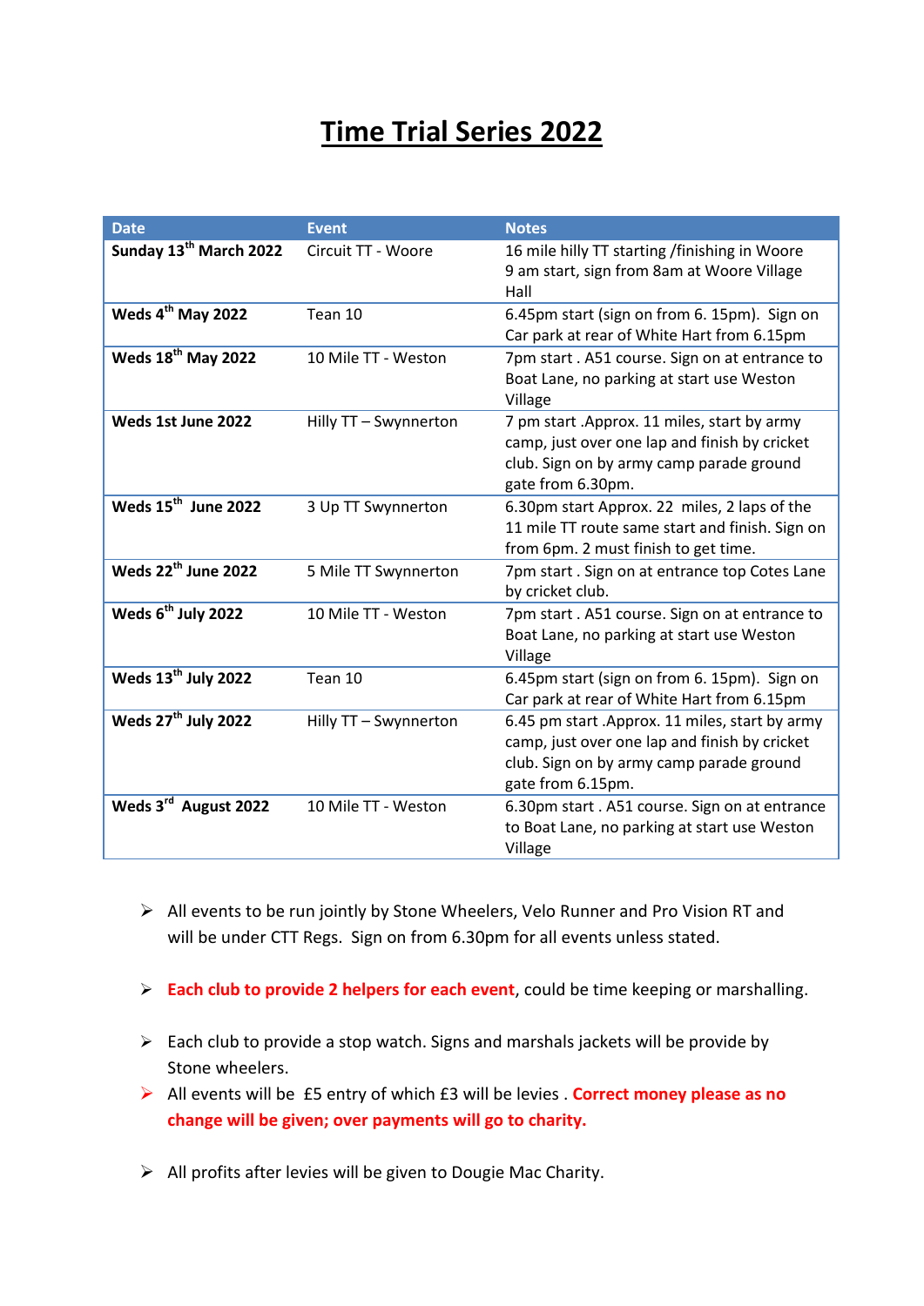# Time Trial Series 2022

| Date | Event | Notes |
|---|---|---|
| **Sunday 13th March 2022** | Circuit TT - Woore | 16 mile hilly TT starting /finishing in Woore 9 am start, sign from 8am at Woore Village Hall |
| **Weds 4th May 2022** | Tean 10 | 6.45pm start (sign on from 6. 15pm). Sign on Car park at rear of White Hart from 6.15pm |
| **Weds 18th May 2022** | 10 Mile TT - Weston | 7pm start . A51 course. Sign on at entrance to Boat Lane, no parking at start use Weston Village |
| **Weds 1st June 2022** | Hilly TT – Swynnerton | 7 pm start .Approx. 11 miles, start by army camp, just over one lap and finish by cricket club. Sign on by army camp parade ground gate from 6.30pm. |
| **Weds 15th June 2022** | 3 Up TT Swynnerton | 6.30pm start Approx. 22 miles, 2 laps of the 11 mile TT route same start and finish. Sign on from 6pm. 2 must finish to get time. |
| **Weds 22th June 2022** | 5 Mile TT Swynnerton | 7pm start . Sign on at entrance top Cotes Lane by cricket club. |
| **Weds 6th July 2022** | 10 Mile TT - Weston | 7pm start . A51 course. Sign on at entrance to Boat Lane, no parking at start use Weston Village |
| **Weds 13th July 2022** | Tean 10 | 6.45pm start (sign on from 6. 15pm). Sign on Car park at rear of White Hart from 6.15pm |
| **Weds 27th July 2022** | Hilly TT – Swynnerton | 6.45 pm start .Approx. 11 miles, start by army camp, just over one lap and finish by cricket club. Sign on by army camp parade ground gate from 6.15pm. |
| **Weds 3rd August 2022** | 10 Mile TT - Weston | 6.30pm start . A51 course. Sign on at entrance to Boat Lane, no parking at start use Weston Village |

- All events to be run jointly by Stone Wheelers, Velo Runner and Pro Vision RT and will be under CTT Regs. Sign on from 6.30pm for all events unless stated.

- **Each club to provide 2 helpers for each event**, could be time keeping or marshalling.

- Each club to provide a stop watch. Signs and marshals jackets will be provide by Stone wheelers.
- All events will be £5 entry of which £3 will be levies . **Correct money please as no change will be given; over payments will go to charity.**

- All profits after levies will be given to Dougie Mac Charity.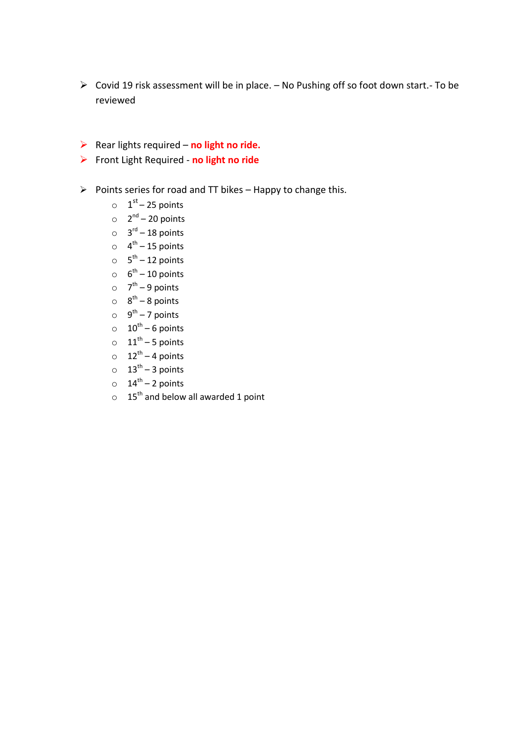- Covid 19 risk assessment will be in place. – No Pushing off so foot down start.- To be reviewed

- Rear lights required – **no light no ride.**
- Front Light Required - **no light no ride**

- Points series for road and TT bikes – Happy to change this.
    - 1st – 25 points
    - 2nd – 20 points
    - 3rd – 18 points
    - 4th – 15 points
    - 5th – 12 points
    - 6th – 10 points
    - 7th – 9 points
    - 8th – 8 points
    - 9th – 7 points
    - 10th – 6 points
    - 11th – 5 points
    - 12th – 4 points
    - 13th – 3 points
    - 14th – 2 points
    - 15th and below all awarded 1 point